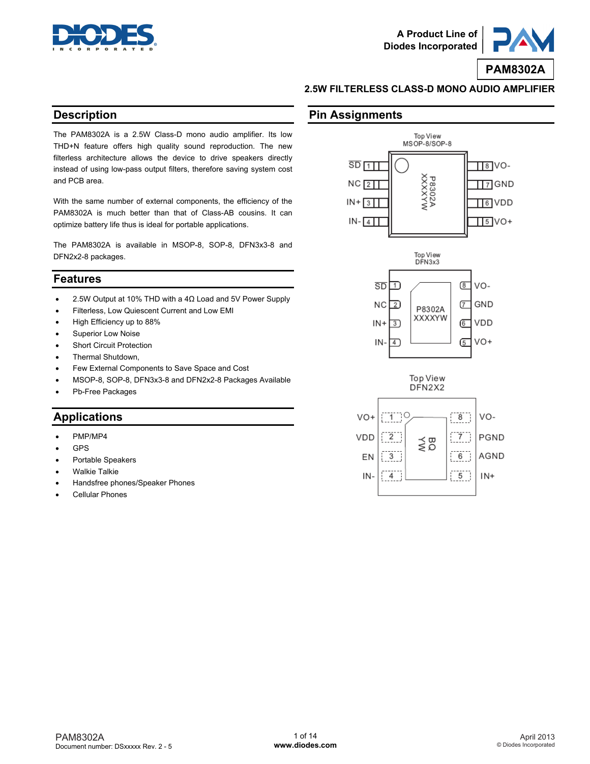A Product Line of Diodes Incorporated

# PAM8302A

## 2.5W FILTERLESS CLASS-D MONO AUDIO AMPLIFIER

## Description

The PAM8302A is a 2.5W Class-D mono audio amplifier. Its low THD+N feature offers high quality sound reproduction. The new filterless architecture allows the device to drive speakers directly instead of using low-pass output filters, therefore saving system cost and PCB area.

With the same number of external components, the efficiency of the PAM8302A is much better than that of Class-AB cousins. It can optimize battery life thus is ideal for portable applications.

The PAM8302A is available in MSOP-8, SOP-8, DFN3x3-8 and DFN2x2-8 packages.

## Features

- 2.5W Output at 10% THD with a 4Ω Load and 5V Power Supply
- Filterless, Low Quiescent Current and Low EMI
- High Efficiency up to 88%
- Superior Low Noise
- Short Circuit Protection
- Thermal Shutdown,
- Few External Components to Save Space and Cost
- MSOP-8, SOP-8, DFN3x3-8 and DFN2x2-8 Packages Available
- Pb-Free Packages

## Applications

- PMP/MP4
- GPS
- Portable Speakers
- Walkie Talkie
- Handsfree phones/Speaker Phones
- Cellular Phones

## Pin Assignments

Top View MSOP-8/SOP-8

| Pin | Name | Pin | Name |
|---|---|---|---|
| 1 | SD | 8 | VO- |
| 2 | NC | 7 | GND |
| 3 | IN+ | 6 | VDD |
| 4 | IN- | 5 | VO+ |

Marking: P8302A XXXXYW

Top View DFN3x3

| Pin | Name | Pin | Name |
|---|---|---|---|
| 1 | SD | 8 | VO- |
| 2 | NC | 7 | GND |
| 3 | IN+ | 6 | VDD |
| 4 | IN- | 5 | VO+ |

Marking: P8302A XXXXYW

Top View DFN2X2

| Pin | Name | Pin | Name |
|---|---|---|---|
| 1 | VO+ | 8 | VO- |
| 2 | VDD | 7 | PGND |
| 3 | EN | 6 | AGND |
| 4 | IN- | 5 | IN+ |

Marking: BQ YW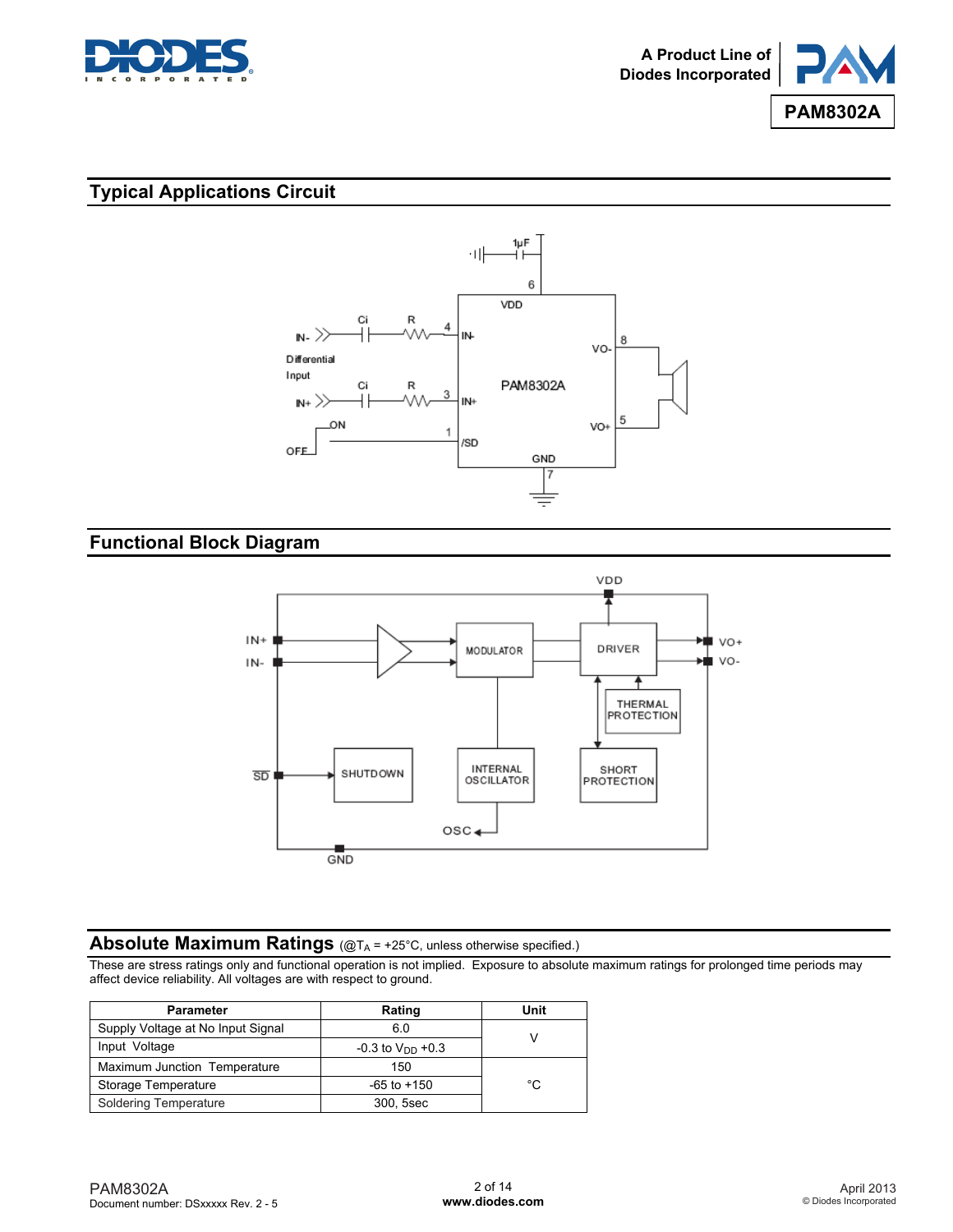## Typical Applications Circuit

## Functional Block Diagram

## Absolute Maximum Ratings (@$T_A$ = +25°C, unless otherwise specified.)

These are stress ratings only and functional operation is not implied. Exposure to absolute maximum ratings for prolonged time periods may affect device reliability. All voltages are with respect to ground.

| Parameter | Rating | Unit |
|---|---|---|
| Supply Voltage at No Input Signal | 6.0 | V |
| Input Voltage | -0.3 to $V_{DD}$ +0.3 | |
| Maximum Junction Temperature | 150 | °C |
| Storage Temperature | -65 to +150 | |
| Soldering Temperature | 300, 5sec | |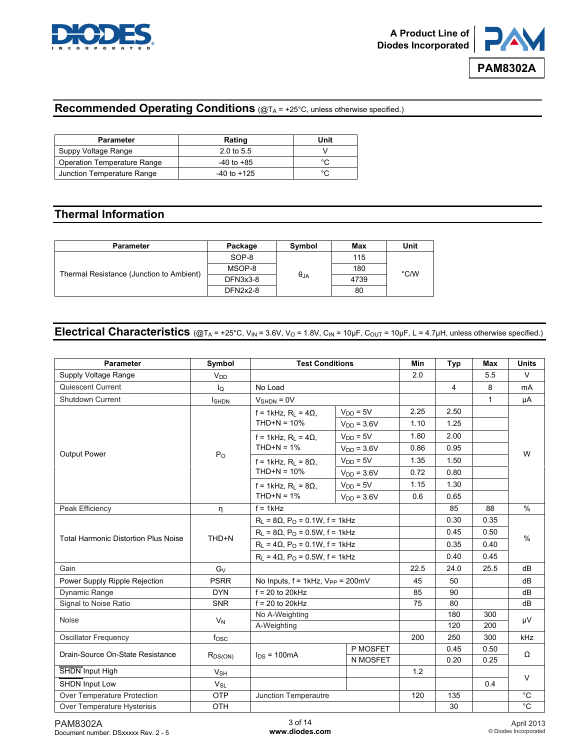## Recommended Operating Conditions (@$T_A$ = +25°C, unless otherwise specified.)

| Parameter | Rating | Unit |
|---|---|---|
| Suppy Voltage Range | 2.0 to 5.5 | V |
| Operation Temperature Range | -40 to +85 | °C |
| Junction Temperature Range | -40 to +125 | °C |

## Thermal Information

| Parameter | Package | Symbol | Max | Unit |
|---|---|---|---|---|
| Thermal Resistance (Junction to Ambient) | SOP-8 | $θ_{JA}$ | 115 | °C/W |
| | MSOP-8 | | 180 | |
| | DFN3x3-8 | | 4739 | |
| | DFN2x2-8 | | 80 | |

## Electrical Characteristics (@$T_A$ = +25°C, $V_{IN}$ = 3.6V, $V_O$ = 1.8V, $C_{IN}$ = 10μF, $C_{OUT}$ = 10μF, L = 4.7μH, unless otherwise specified.)

| Parameter | Symbol | Test Conditions | | Min | Typ | Max | Units |
|---|---|---|---|---|---|---|---|
| Supply Voltage Range | $V_{DD}$ | | | 2.0 | | 5.5 | V |
| Quiescent Current | $I_Q$ | No Load | | | 4 | 8 | mA |
| Shutdown Current | $I_{SHDN}$ | $V_{SHDN}$ = 0V | | | | 1 | μA |
| Output Power | $P_O$ | f = 1kHz, $R_L$ = 4Ω, THD+N = 10% | $V_{DD}$ = 5V | 2.25 | 2.50 | | W |
| | | | $V_{DD}$ = 3.6V | 1.10 | 1.25 | | |
| | | f = 1kHz, $R_L$ = 4Ω, THD+N = 1% | $V_{DD}$ = 5V | 1.80 | 2.00 | | |
| | | | $V_{DD}$ = 3.6V | 0.86 | 0.95 | | |
| | | f = 1kHz, $R_L$ = 8Ω, THD+N = 10% | $V_{DD}$ = 5V | 1.35 | 1.50 | | |
| | | | $V_{DD}$ = 3.6V | 0.72 | 0.80 | | |
| | | f = 1kHz, $R_L$ = 8Ω, THD+N = 1% | $V_{DD}$ = 5V | 1.15 | 1.30 | | |
| | | | $V_{DD}$ = 3.6V | 0.6 | 0.65 | | |
| Peak Efficiency | η | f = 1kHz | | | 85 | 88 | % |
| Total Harmonic Distortion Plus Noise | THD+N | $R_L$ = 8Ω, $P_O$ = 0.1W, f = 1kHz | | | 0.30 | 0.35 | % |
| | | $R_L$ = 8Ω, $P_O$ = 0.5W, f = 1kHz | | | 0.45 | 0.50 | |
| | | $R_L$ = 4Ω, $P_O$ = 0.1W, f = 1kHz | | | 0.35 | 0.40 | |
| | | $R_L$ = 4Ω, $P_O$ = 0.5W, f = 1kHz | | | 0.40 | 0.45 | |
| Gain | $G_V$ | | | 22.5 | 24.0 | 25.5 | dB |
| Power Supply Ripple Rejection | PSRR | No Inputs, f = 1kHz, $V_{PP}$ = 200mV | | 45 | 50 | | dB |
| Dynamic Range | DYN | f = 20 to 20kHz | | 85 | 90 | | dB |
| Signal to Noise Ratio | SNR | f = 20 to 20kHz | | 75 | 80 | | dB |
| Noise | $V_N$ | No A-Weighting | | | 180 | 300 | μV |
| | | A-Weighting | | | 120 | 200 | |
| Oscillator Frequency | $f_{OSC}$ | | | 200 | 250 | 300 | kHz |
| Drain-Source On-State Resistance | $R_{DS(ON)}$ | $I_{DS}$ = 100mA | P MOSFET | | 0.45 | 0.50 | Ω |
| | | | N MOSFET | | 0.20 | 0.25 | |
| $\overline{SHDN}$ Input High | $V_{SH}$ | | | 1.2 | | | V |
| SHDN Input Low | $V_{SL}$ | | | | | 0.4 | |
| Over Temperature Protection | OTP | Junction Temperautre | | 120 | 135 | | °C |
| Over Temperature Hysterisis | OTH | | | | 30 | | °C |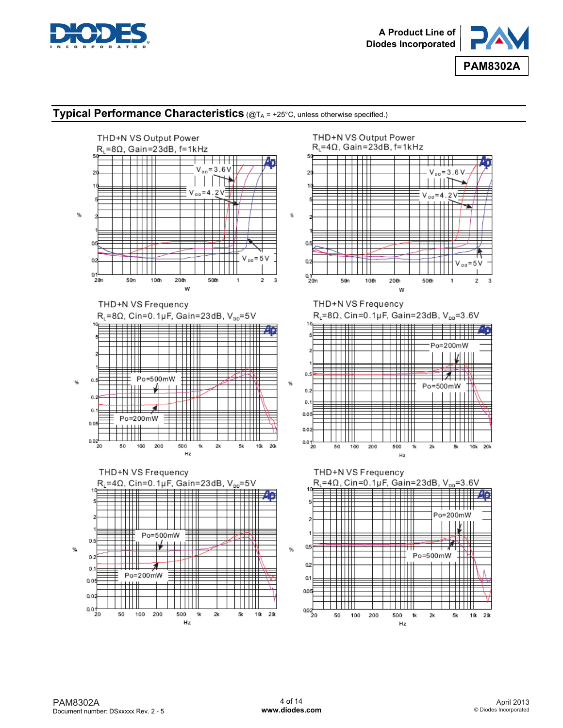## Typical Performance Characteristics (@$T_A$ = +25°C, unless otherwise specified.)

THD+N VS Output Power
$R_L$=8Ω, Gain=23dB, f=1kHz

THD+N VS Output Power
$R_L$=4Ω, Gain=23dB, f=1kHz

THD+N VS Frequency
$R_L$=8Ω, Cin=0.1μF, Gain=23dB, $V_{DD}$=5V

THD+N VS Frequency
$R_L$=8Ω, Cin=0.1μF, Gain=23dB, $V_{DD}$=3.6V

THD+N VS Frequency
$R_L$=4Ω, Cin=0.1μF, Gain=23dB, $V_{DD}$=5V

THD+N VS Frequency
$R_L$=4Ω, Cin=0.1μF, Gain=23dB, $V_{DD}$=3.6V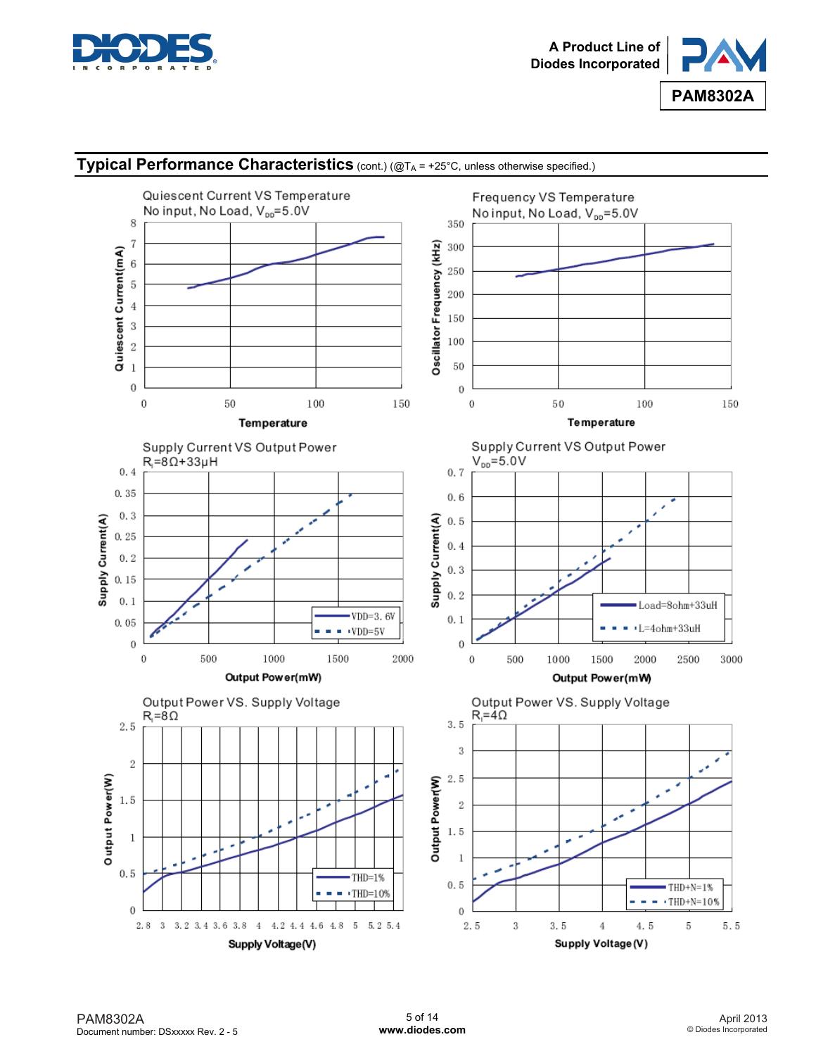## Typical Performance Characteristics (cont.) (@$T_A$ = +25°C, unless otherwise specified.)

Quiescent Current VS Temperature
No input, No Load, $V_{DD}$=5.0V

Frequency VS Temperature
No input, No Load, $V_{DD}$=5.0V

Supply Current VS Output Power
$R_L$=8Ω+33μH

Supply Current VS Output Power
$V_{DD}$=5.0V

Output Power VS. Supply Voltage
$R_L$=8Ω

Output Power VS. Supply Voltage
$R_L$=4Ω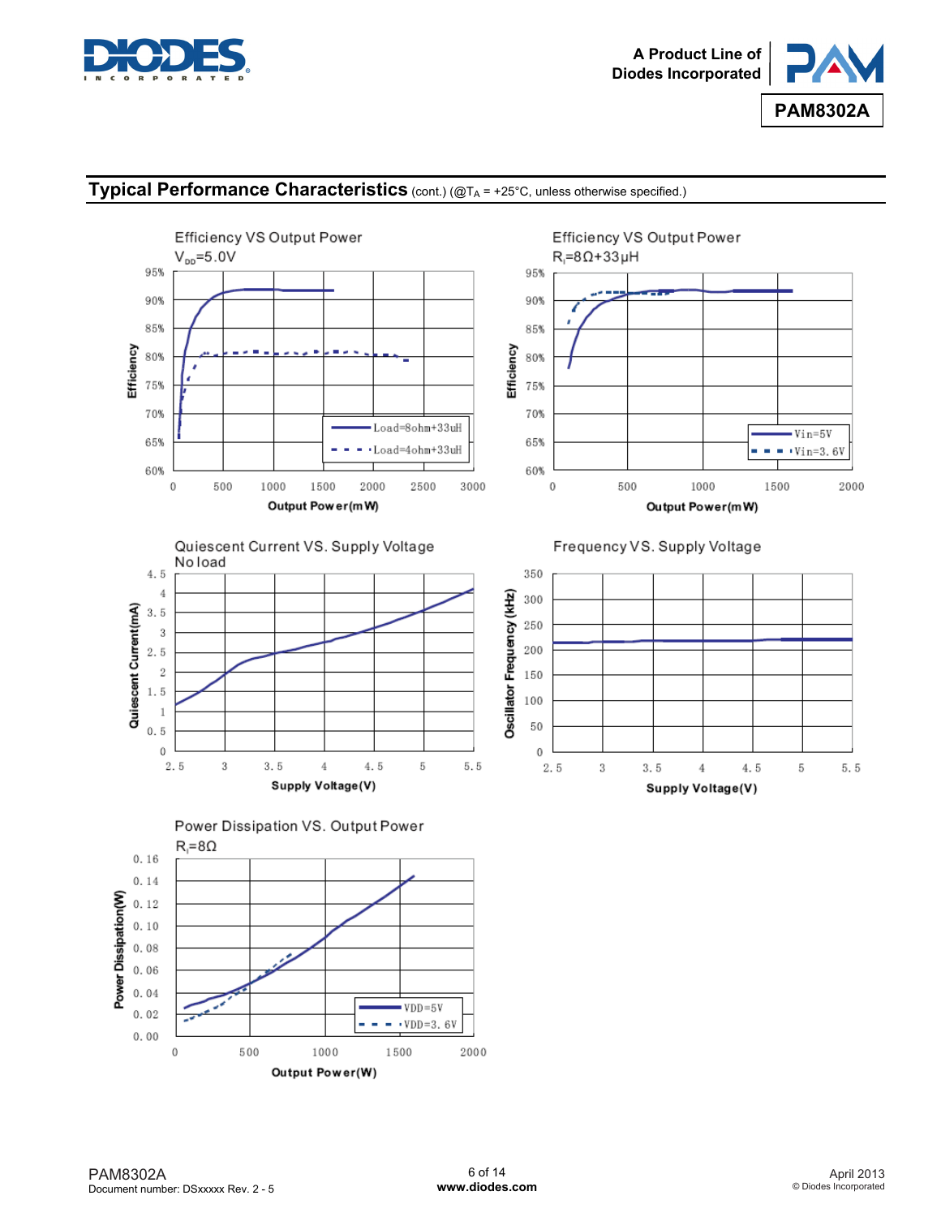## Typical Performance Characteristics (cont.) (@$T_A$ = +25°C, unless otherwise specified.)

Efficiency VS Output Power
$V_{DD}$=5.0V

Efficiency VS Output Power
$R_L$=8Ω+33μH

Quiescent Current VS. Supply Voltage
No load

Frequency VS. Supply Voltage

Power Dissipation VS. Output Power
$R_L$=8Ω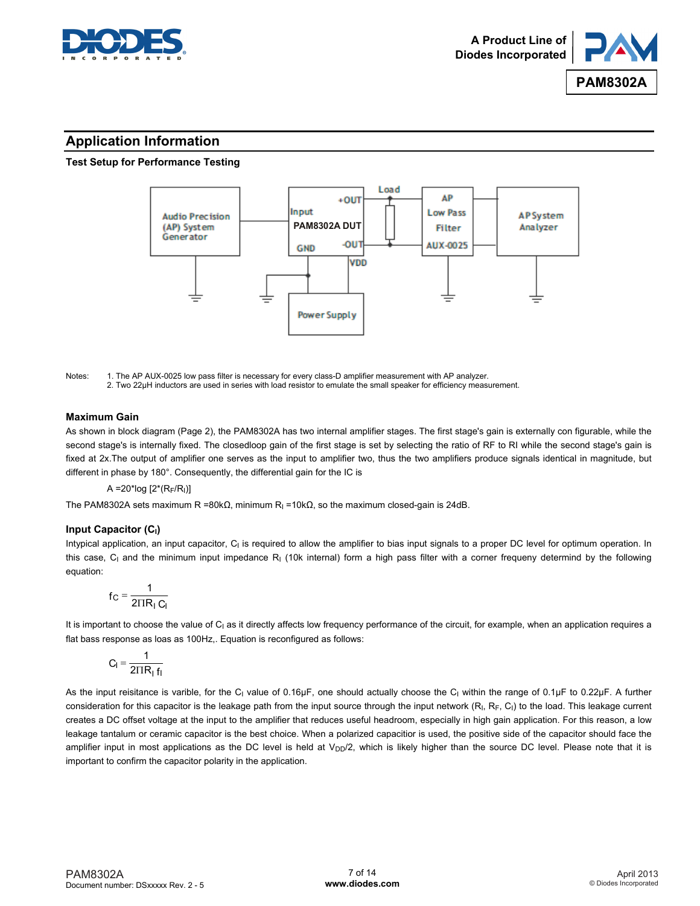## Application Information

### Test Setup for Performance Testing

Notes: 1. The AP AUX-0025 low pass filter is necessary for every class-D amplifier measurement with AP analyzer.
2. Two 22μH inductors are used in series with load resistor to emulate the small speaker for efficiency measurement.

### Maximum Gain

As shown in block diagram (Page 2), the PAM8302A has two internal amplifier stages. The first stage's gain is externally con figurable, while the second stage's is internally fixed. The closedloop gain of the first stage is set by selecting the ratio of RF to RI while the second stage's gain is fixed at 2x.The output of amplifier one serves as the input to amplifier two, thus the two amplifiers produce signals identical in magnitude, but different in phase by 180°. Consequently, the differential gain for the IC is

A =20*log [2*($R_F$/$R_I$)]

The PAM8302A sets maximum R =80kΩ, minimum $R_I$ =10kΩ, so the maximum closed-gain is 24dB.

### Input Capacitor ($C_I$)

Intypical application, an input capacitor, $C_I$ is required to allow the amplifier to bias input signals to a proper DC level for optimum operation. In this case, $C_I$ and the minimum input impedance $R_I$ (10k internal) form a high pass filter with a corner frequeny determind by the following equation:

$$f_C = \frac{1}{2\Pi R_I C_I}$$

It is important to choose the value of $C_I$ as it directly affects low frequency performance of the circuit, for example, when an application requires a flat bass response as loas as 100Hz,. Equation is reconfigured as follows:

$$C_I = \frac{1}{2\Pi R_I f_I}$$

As the input reisitance is varible, for the $C_I$ value of 0.16μF, one should actually choose the $C_I$ within the range of 0.1μF to 0.22μF. A further consideration for this capacitor is the leakage path from the input source through the input network ($R_I$, $R_F$, $C_I$) to the load. This leakage current creates a DC offset voltage at the input to the amplifier that reduces useful headroom, especially in high gain application. For this reason, a low leakage tantalum or ceramic capacitor is the best choice. When a polarized capacitior is used, the positive side of the capacitor should face the amplifier input in most applications as the DC level is held at $V_{DD}/2$, which is likely higher than the source DC level. Please note that it is important to confirm the capacitor polarity in the application.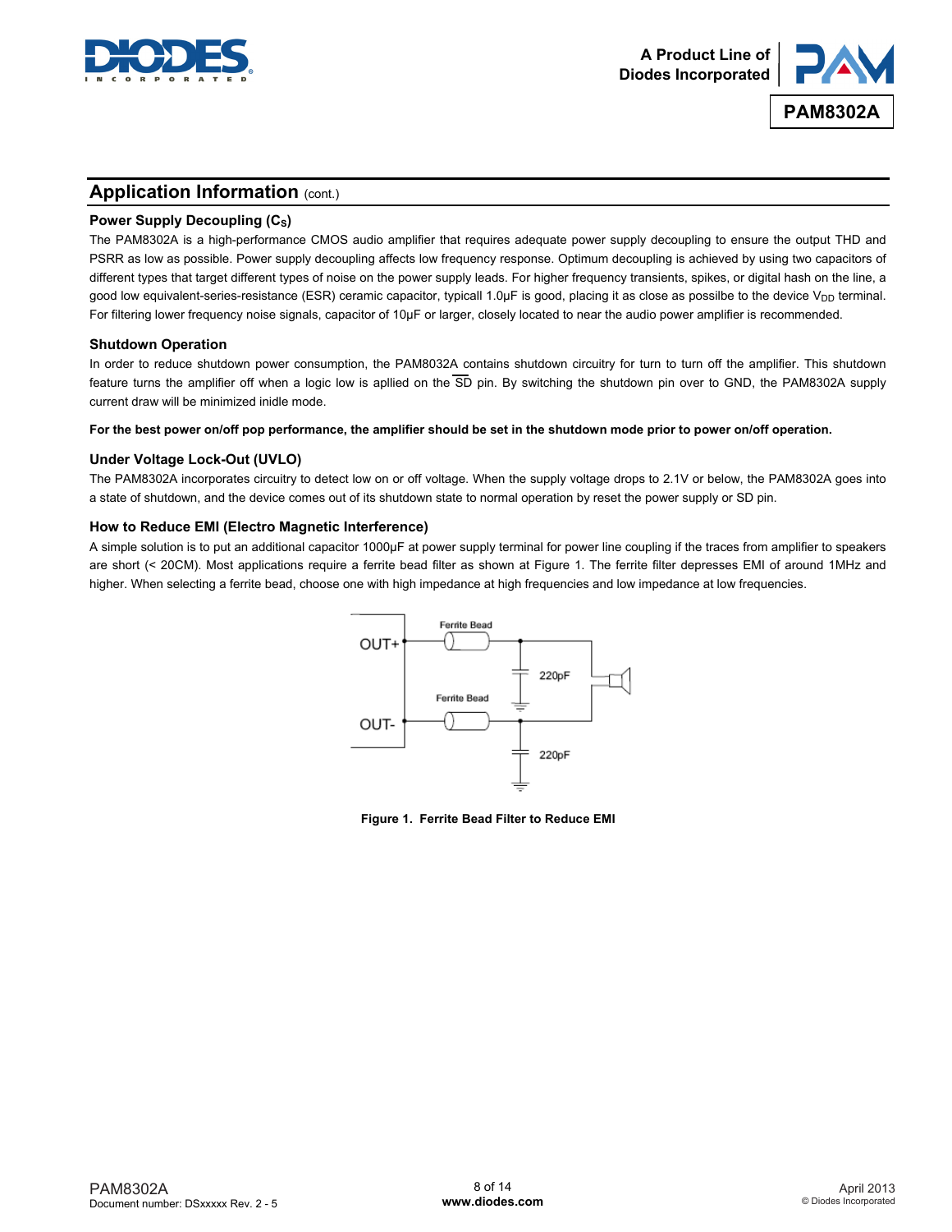## Application Information (cont.)

### Power Supply Decoupling ($C_S$)

The PAM8302A is a high-performance CMOS audio amplifier that requires adequate power supply decoupling to ensure the output THD and PSRR as low as possible. Power supply decoupling affects low frequency response. Optimum decoupling is achieved by using two capacitors of different types that target different types of noise on the power supply leads. For higher frequency transients, spikes, or digital hash on the line, a good low equivalent-series-resistance (ESR) ceramic capacitor, typicall 1.0µF is good, placing it as close as possilbe to the device $V_{DD}$ terminal. For filtering lower frequency noise signals, capacitor of 10µF or larger, closely located to near the audio power amplifier is recommended.

### Shutdown Operation

In order to reduce shutdown power consumption, the PAM8032A contains shutdown circuitry for turn to turn off the amplifier. This shutdown feature turns the amplifier off when a logic low is apllied on the $\overline{SD}$ pin. By switching the shutdown pin over to GND, the PAM8302A supply current draw will be minimized inidle mode.

**For the best power on/off pop performance, the amplifier should be set in the shutdown mode prior to power on/off operation.**

### Under Voltage Lock-Out (UVLO)

The PAM8302A incorporates circuitry to detect low on or off voltage. When the supply voltage drops to 2.1V or below, the PAM8302A goes into a state of shutdown, and the device comes out of its shutdown state to normal operation by reset the power supply or SD pin.

### How to Reduce EMI (Electro Magnetic Interference)

A simple solution is to put an additional capacitor 1000µF at power supply terminal for power line coupling if the traces from amplifier to speakers are short (< 20CM). Most applications require a ferrite bead filter as shown at Figure 1. The ferrite filter depresses EMI of around 1MHz and higher. When selecting a ferrite bead, choose one with high impedance at high frequencies and low impedance at low frequencies.

OUT+ — Ferrite Bead — 220pF
OUT- — Ferrite Bead — 220pF

**Figure 1. Ferrite Bead Filter to Reduce EMI**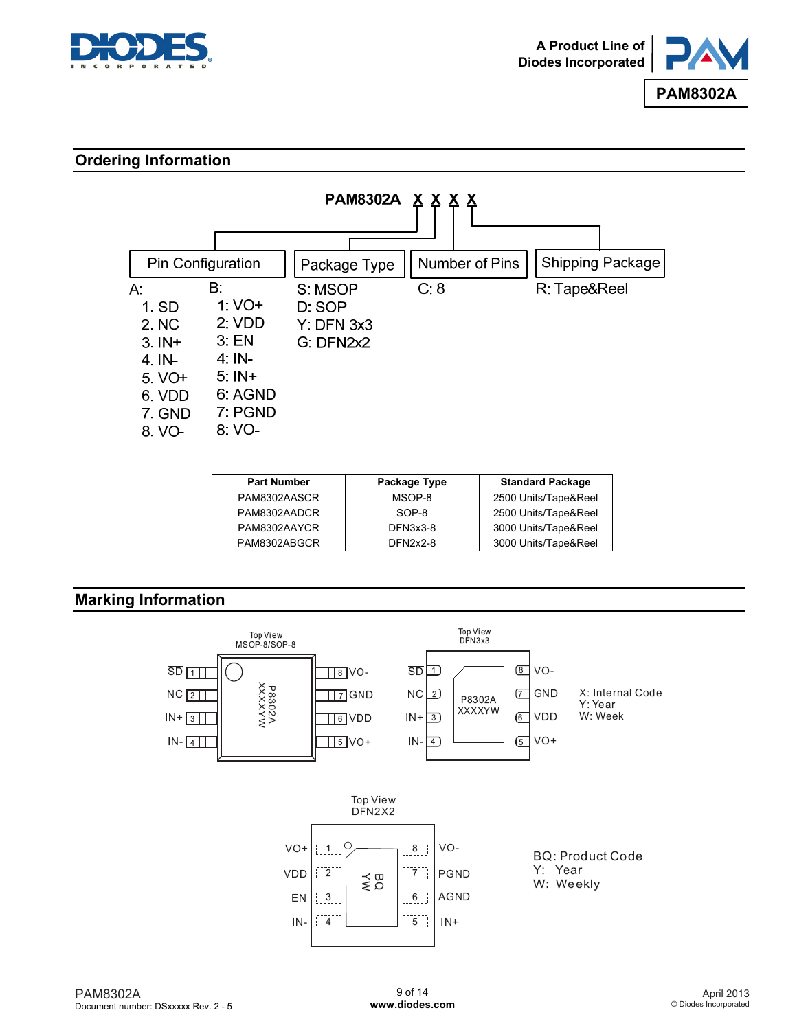## Ordering Information

PAM8302A X X X X

| Pin Configuration | | Package Type | Number of Pins | Shipping Package |
|---|---|---|---|---|
| A: | B: | S: MSOP | C: 8 | R: Tape&Reel |
| 1. SD | 1: VO+ | D: SOP | | |
| 2. NC | 2: VDD | Y: DFN 3x3 | | |
| 3. IN+ | 3: EN | G: DFN2x2 | | |
| 4. IN- | 4: IN- | | | |
| 5. VO+ | 5: IN+ | | | |
| 6. VDD | 6: AGND | | | |
| 7. GND | 7: PGND | | | |
| 8. VO- | 8: VO- | | | |

| Part Number | Package Type | Standard Package |
|---|---|---|
| PAM8302AASCR | MSOP-8 | 2500 Units/Tape&Reel |
| PAM8302AADCR | SOP-8 | 2500 Units/Tape&Reel |
| PAM8302AAYCR | DFN3x3-8 | 3000 Units/Tape&Reel |
| PAM8302ABGCR | DFN2x2-8 | 3000 Units/Tape&Reel |

## Marking Information

Top View
MSOP-8/SOP-8

| Pin | Name | Pin | Name |
|---|---|---|---|
| 1 | SD | 8 | VO- |
| 2 | NC | 7 | GND |
| 3 | IN+ | 6 | VDD |
| 4 | IN- | 5 | VO+ |

Marking: P8302A XXXXYW

Top View
DFN3x3

| Pin | Name | Pin | Name |
|---|---|---|---|
| 1 | SD | 8 | VO- |
| 2 | NC | 7 | GND |
| 3 | IN+ | 6 | VDD |
| 4 | IN- | 5 | VO+ |

Marking: P8302A XXXXYW

X: Internal Code
Y: Year
W: Week

Top View
DFN2X2

| Pin | Name | Pin | Name |
|---|---|---|---|
| 1 | VO+ | 8 | VO- |
| 2 | VDD | 7 | PGND |
| 3 | EN | 6 | AGND |
| 4 | IN- | 5 | IN+ |

Marking: BQ YW

BQ: Product Code
Y: Year
W: Weekly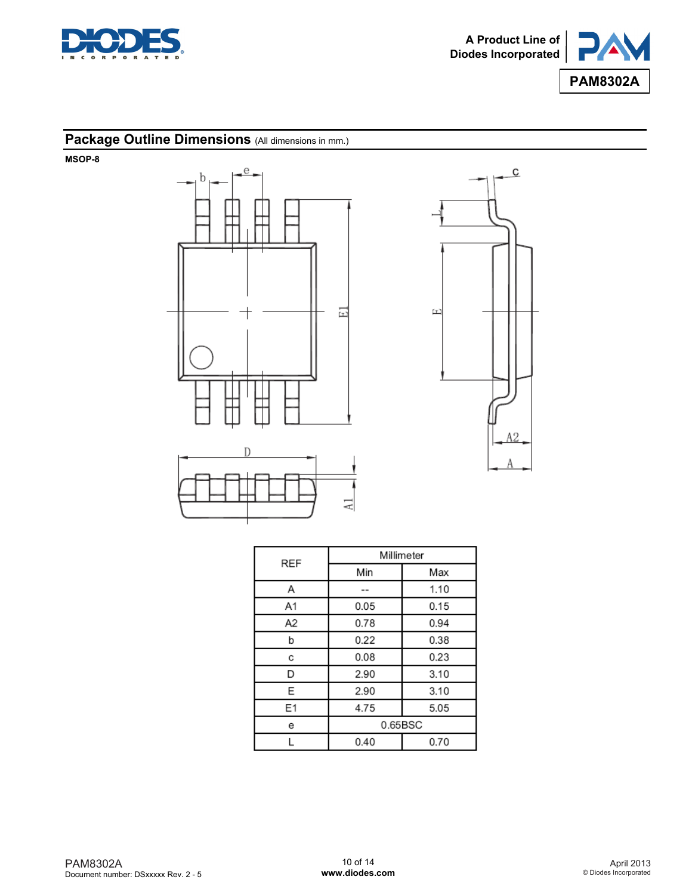## Package Outline Dimensions (All dimensions in mm.)

**MSOP-8**

| REF | Millimeter | |
|---|---|---|
| | Min | Max |
| A | -- | 1.10 |
| A1 | 0.05 | 0.15 |
| A2 | 0.78 | 0.94 |
| b | 0.22 | 0.38 |
| c | 0.08 | 0.23 |
| D | 2.90 | 3.10 |
| E | 2.90 | 3.10 |
| E1 | 4.75 | 5.05 |
| e | 0.65BSC | |
| L | 0.40 | 0.70 |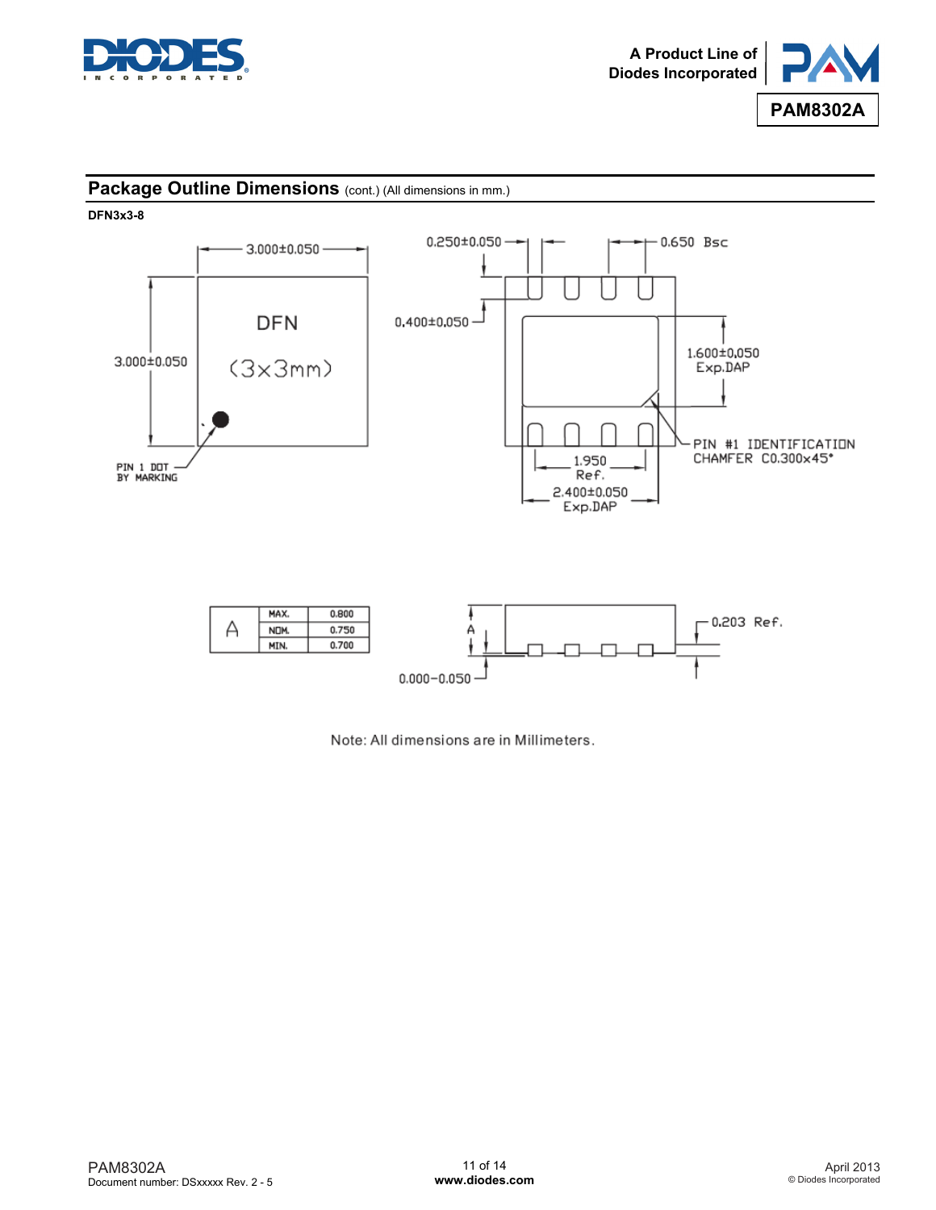## Package Outline Dimensions (cont.) (All dimensions in mm.)

**DFN3x3-8**

3.000±0.050

3.000±0.050

DFN

(3x3mm)

PIN 1 DOT BY MARKING

0.250±0.050

0.650 Bsc

0.400±0.050

1.600±0.050 Exp.DAP

PIN #1 IDENTIFICATION CHAMFER C0.300x45°

1.950 Ref.

2.400±0.050 Exp.DAP

| A | | |
|---|---|---|
| | MAX. | 0.800 |
| | NOM. | 0.750 |
| | MIN. | 0.700 |

0.203 Ref.

0.000−0.050

Note: All dimensions are in Millimeters.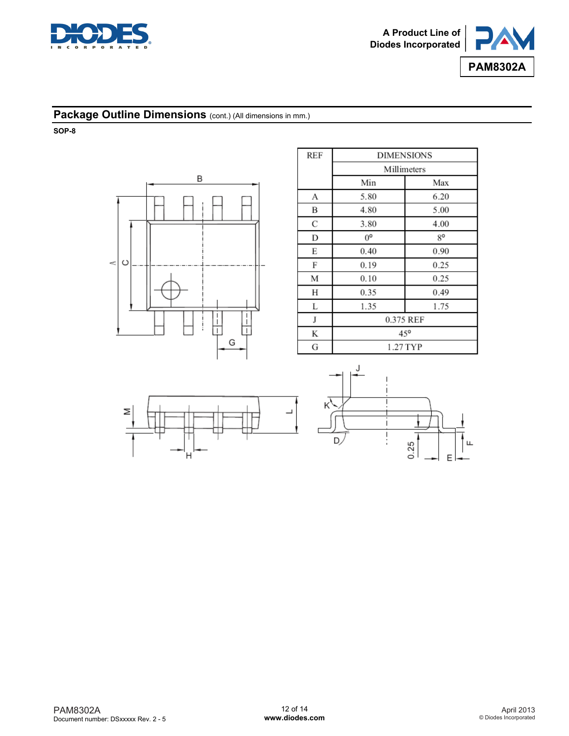## Package Outline Dimensions (cont.) (All dimensions in mm.)

**SOP-8**

| REF | DIMENSIONS | |
|---|---|---|
| | Millimeters | |
| | Min | Max |
| A | 5.80 | 6.20 |
| B | 4.80 | 5.00 |
| C | 3.80 | 4.00 |
| D | 0° | 8° |
| E | 0.40 | 0.90 |
| F | 0.19 | 0.25 |
| M | 0.10 | 0.25 |
| H | 0.35 | 0.49 |
| L | 1.35 | 1.75 |
| J | 0.375 REF | |
| K | 45° | |
| G | 1.27 TYP | |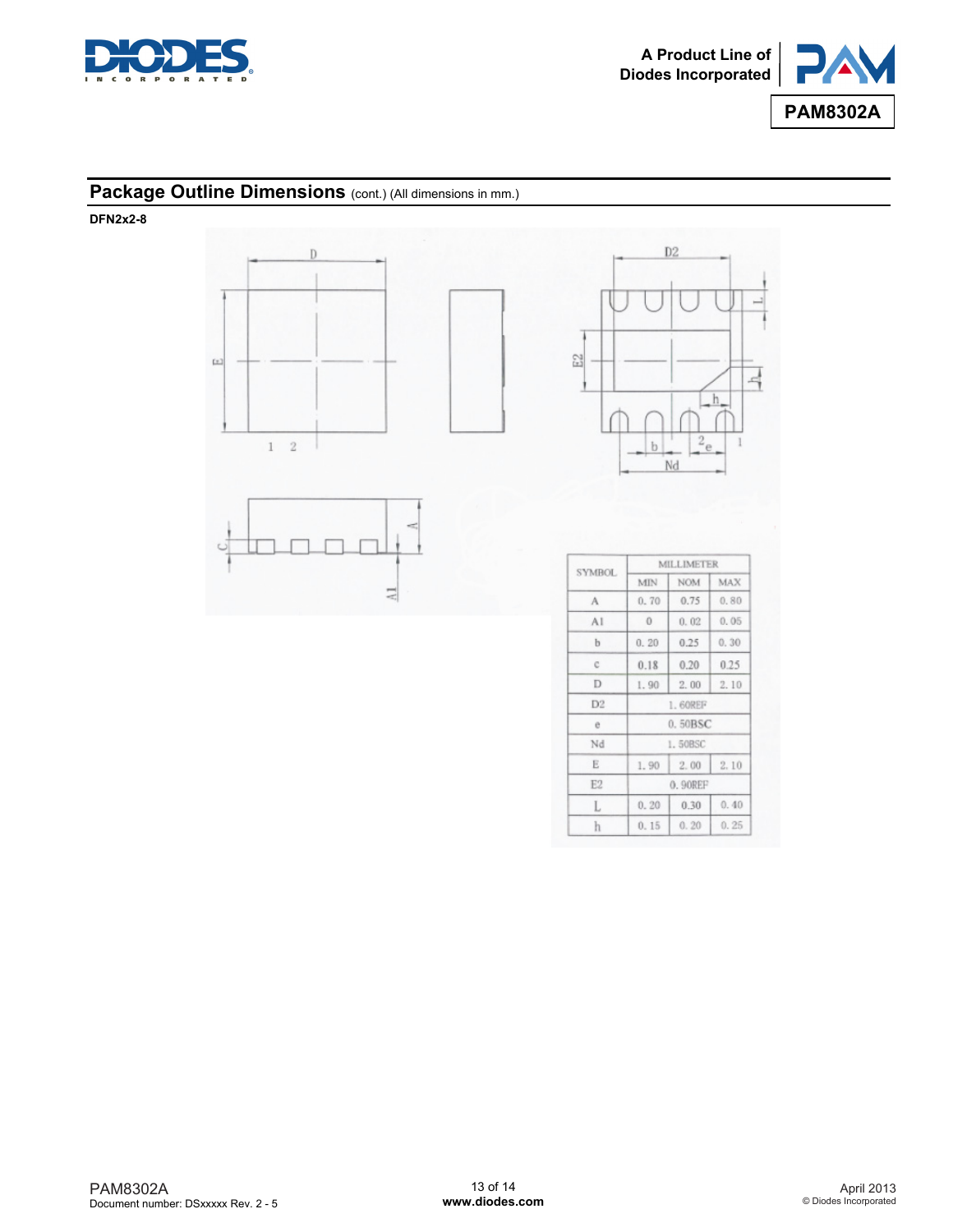## Package Outline Dimensions (cont.) (All dimensions in mm.)

**DFN2x2-8**

| SYMBOL | MILLIMETER | | |
|---|---|---|---|
| | MIN | NOM | MAX |
| A | 0.70 | 0.75 | 0.80 |
| A1 | 0 | 0.02 | 0.05 |
| b | 0.20 | 0.25 | 0.30 |
| c | 0.18 | 0.20 | 0.25 |
| D | 1.90 | 2.00 | 2.10 |
| D2 | 1.60REF | | |
| e | 0.50BSC | | |
| Nd | 1.50BSC | | |
| E | 1.90 | 2.00 | 2.10 |
| E2 | 0.90REF | | |
| L | 0.20 | 0.30 | 0.40 |
| h | 0.15 | 0.20 | 0.25 |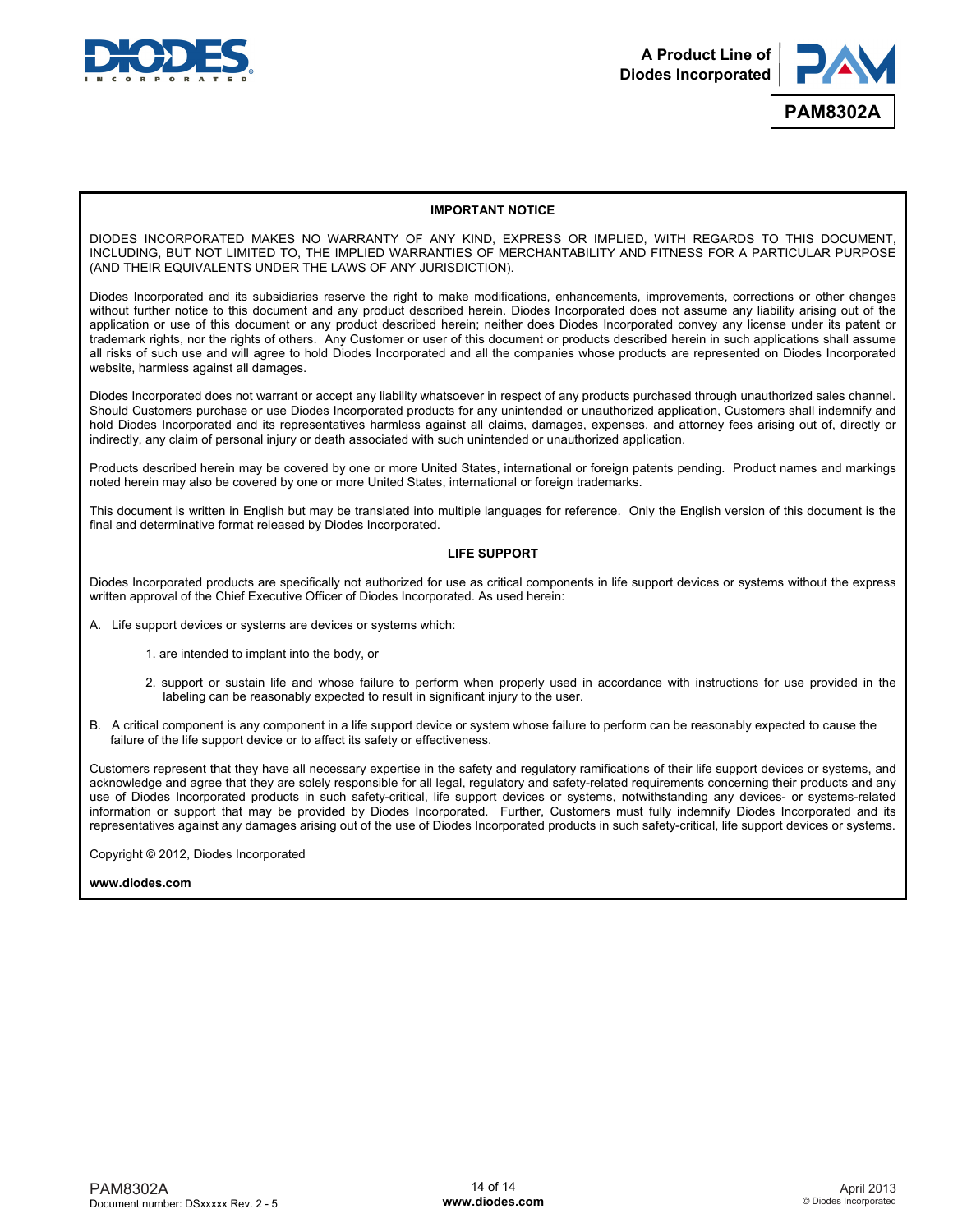## IMPORTANT NOTICE

DIODES INCORPORATED MAKES NO WARRANTY OF ANY KIND, EXPRESS OR IMPLIED, WITH REGARDS TO THIS DOCUMENT, INCLUDING, BUT NOT LIMITED TO, THE IMPLIED WARRANTIES OF MERCHANTABILITY AND FITNESS FOR A PARTICULAR PURPOSE (AND THEIR EQUIVALENTS UNDER THE LAWS OF ANY JURISDICTION).

Diodes Incorporated and its subsidiaries reserve the right to make modifications, enhancements, improvements, corrections or other changes without further notice to this document and any product described herein. Diodes Incorporated does not assume any liability arising out of the application or use of this document or any product described herein; neither does Diodes Incorporated convey any license under its patent or trademark rights, nor the rights of others. Any Customer or user of this document or products described herein in such applications shall assume all risks of such use and will agree to hold Diodes Incorporated and all the companies whose products are represented on Diodes Incorporated website, harmless against all damages.

Diodes Incorporated does not warrant or accept any liability whatsoever in respect of any products purchased through unauthorized sales channel. Should Customers purchase or use Diodes Incorporated products for any unintended or unauthorized application, Customers shall indemnify and hold Diodes Incorporated and its representatives harmless against all claims, damages, expenses, and attorney fees arising out of, directly or indirectly, any claim of personal injury or death associated with such unintended or unauthorized application.

Products described herein may be covered by one or more United States, international or foreign patents pending. Product names and markings noted herein may also be covered by one or more United States, international or foreign trademarks.

This document is written in English but may be translated into multiple languages for reference. Only the English version of this document is the final and determinative format released by Diodes Incorporated.

## LIFE SUPPORT

Diodes Incorporated products are specifically not authorized for use as critical components in life support devices or systems without the express written approval of the Chief Executive Officer of Diodes Incorporated. As used herein:

A. Life support devices or systems are devices or systems which:

   1. are intended to implant into the body, or

   2. support or sustain life and whose failure to perform when properly used in accordance with instructions for use provided in the labeling can be reasonably expected to result in significant injury to the user.

B. A critical component is any component in a life support device or system whose failure to perform can be reasonably expected to cause the failure of the life support device or to affect its safety or effectiveness.

Customers represent that they have all necessary expertise in the safety and regulatory ramifications of their life support devices or systems, and acknowledge and agree that they are solely responsible for all legal, regulatory and safety-related requirements concerning their products and any use of Diodes Incorporated products in such safety-critical, life support devices or systems, notwithstanding any devices- or systems-related information or support that may be provided by Diodes Incorporated. Further, Customers must fully indemnify Diodes Incorporated and its representatives against any damages arising out of the use of Diodes Incorporated products in such safety-critical, life support devices or systems.

Copyright © 2012, Diodes Incorporated

**www.diodes.com**